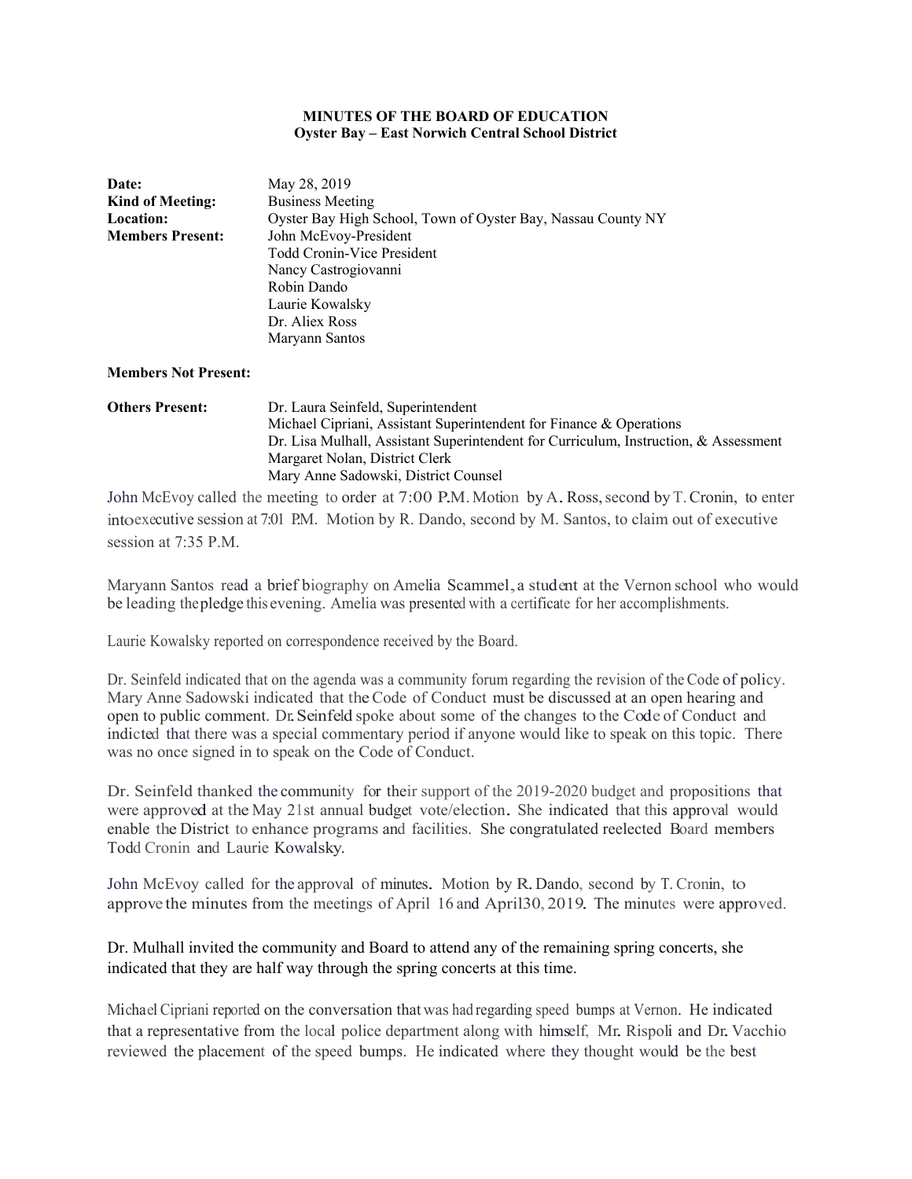**MINUTES OF THE BOARD OF EDUCATION**
**Oyster Bay – East Norwich Central School District**

| | |
|---|---|
| **Date:** | May 28, 2019 |
| **Kind of Meeting:** | Business Meeting |
| **Location:** | Oyster Bay High School, Town of Oyster Bay, Nassau County NY |
| **Members Present:** | John McEvoy-President<br>Todd Cronin-Vice President<br>Nancy Castrogiovanni<br>Robin Dando<br>Laurie Kowalsky<br>Dr. Aliex Ross<br>Maryann Santos |
| **Members Not Present:** | |
| **Others Present:** | Dr. Laura Seinfeld, Superintendent<br>Michael Cipriani, Assistant Superintendent for Finance & Operations<br>Dr. Lisa Mulhall, Assistant Superintendent for Curriculum, Instruction, & Assessment<br>Margaret Nolan, District Clerk<br>Mary Anne Sadowski, District Counsel |

John McEvoy called the meeting to order at 7:00 P.M. Motion by A. Ross, second by T. Cronin, to enter intoexecutive session at 7:01 P.M. Motion by R. Dando, second by M. Santos, to claim out of executive session at 7:35 P.M.

Maryann Santos read a brief biography on Amelia Scammel, a student at the Vernon school who would be leading thepledge this evening. Amelia was presented with a certificate for her accomplishments.

Laurie Kowalsky reported on correspondence received by the Board.

Dr. Seinfeld indicated that on the agenda was a community forum regarding the revision of the Code of policy. Mary Anne Sadowski indicated that the Code of Conduct must be discussed at an open hearing and open to public comment. Dr. Seinfeld spoke about some of the changes to the Code of Conduct and indicted that there was a special commentary period if anyone would like to speak on this topic. There was no once signed in to speak on the Code of Conduct.

Dr. Seinfeld thanked the community for their support of the 2019-2020 budget and propositions that were approved at the May 21st annual budget vote/election. She indicated that this approval would enable the District to enhance programs and facilities. She congratulated reelected Board members Todd Cronin and Laurie Kowalsky.

John McEvoy called for the approval of minutes. Motion by R. Dando, second by T. Cronin, to approve the minutes from the meetings of April 16 and April30, 2019. The minutes were approved.

Dr. Mulhall invited the community and Board to attend any of the remaining spring concerts, she indicated that they are half way through the spring concerts at this time.

Michael Cipriani reported on the conversation that was had regarding speed bumps at Vernon. He indicated that a representative from the local police department along with himself, Mr. Rispoli and Dr. Vacchio reviewed the placement of the speed bumps. He indicated where they thought would be the best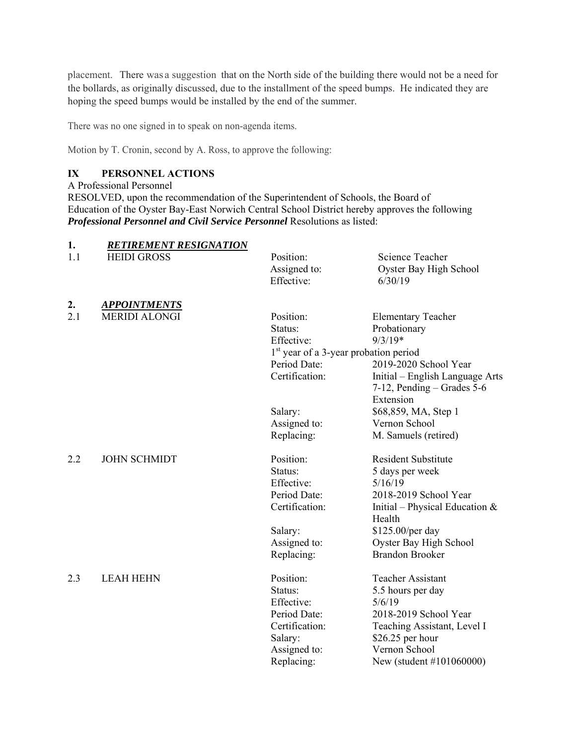placement. There was a suggestion that on the North side of the building there would not be a need for the bollards, as originally discussed, due to the installment of the speed bumps. He indicated they are hoping the speed bumps would be installed by the end of the summer.

There was no one signed in to speak on non-agenda items.

Motion by T. Cronin, second by A. Ross, to approve the following:

## IX PERSONNEL ACTIONS

A Professional Personnel

RESOLVED, upon the recommendation of the Superintendent of Schools, the Board of Education of the Oyster Bay-East Norwich Central School District hereby approves the following ***Professional Personnel and Civil Service Personnel*** Resolutions as listed:

**1.** ***RETIREMENT RESIGNATION***

| | | | |
|---|---|---|---|
| 1.1 | HEIDI GROSS | Position: | Science Teacher |
| | | Assigned to: | Oyster Bay High School |
| | | Effective: | 6/30/19 |

**2.** ***APPOINTMENTS***

| | | | |
|---|---|---|---|
| 2.1 | MERIDI ALONGI | Position: | Elementary Teacher |
| | | Status: | Probationary |
| | | Effective: | 9/3/19* |
| | | 1st year of a 3-year probation period | |
| | | Period Date: | 2019-2020 School Year |
| | | Certification: | Initial – English Language Arts 7-12, Pending – Grades 5-6 Extension |
| | | Salary: | $68,859, MA, Step 1 |
| | | Assigned to: | Vernon School |
| | | Replacing: | M. Samuels (retired) |
| 2.2 | JOHN SCHMIDT | Position: | Resident Substitute |
| | | Status: | 5 days per week |
| | | Effective: | 5/16/19 |
| | | Period Date: | 2018-2019 School Year |
| | | Certification: | Initial – Physical Education & Health |
| | | Salary: | $125.00/per day |
| | | Assigned to: | Oyster Bay High School |
| | | Replacing: | Brandon Brooker |
| 2.3 | LEAH HEHN | Position: | Teacher Assistant |
| | | Status: | 5.5 hours per day |
| | | Effective: | 5/6/19 |
| | | Period Date: | 2018-2019 School Year |
| | | Certification: | Teaching Assistant, Level I |
| | | Salary: | $26.25 per hour |
| | | Assigned to: | Vernon School |
| | | Replacing: | New (student #101060000) |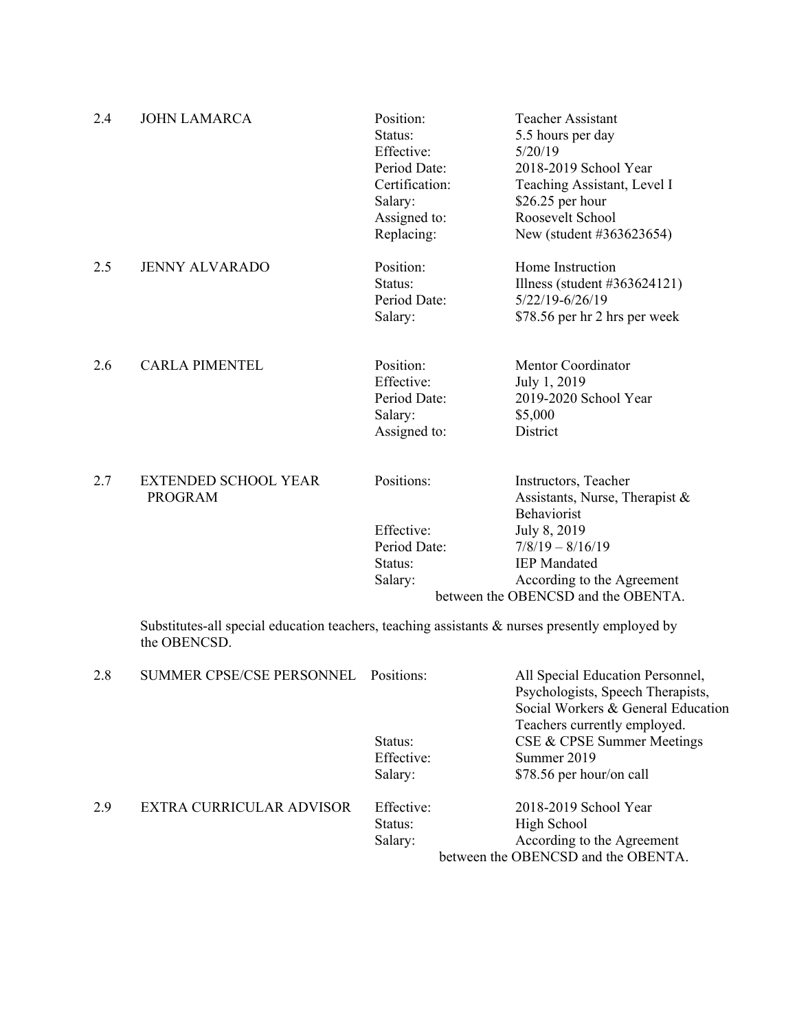2.4 JOHN LAMARCA

| | |
|---|---|
| Position: | Teacher Assistant |
| Status: | 5.5 hours per day |
| Effective: | 5/20/19 |
| Period Date: | 2018-2019 School Year |
| Certification: | Teaching Assistant, Level I |
| Salary: | $26.25 per hour |
| Assigned to: | Roosevelt School |
| Replacing: | New (student #363623654) |

2.5 JENNY ALVARADO

| | |
|---|---|
| Position: | Home Instruction |
| Status: | Illness (student #363624121) |
| Period Date: | 5/22/19-6/26/19 |
| Salary: | $78.56 per hr 2 hrs per week |

2.6 CARLA PIMENTEL

| | |
|---|---|
| Position: | Mentor Coordinator |
| Effective: | July 1, 2019 |
| Period Date: | 2019-2020 School Year |
| Salary: | $5,000 |
| Assigned to: | District |

2.7 EXTENDED SCHOOL YEAR PROGRAM

| | |
|---|---|
| Positions: | Instructors, Teacher Assistants, Nurse, Therapist & Behaviorist |
| Effective: | July 8, 2019 |
| Period Date: | 7/8/19 – 8/16/19 |
| Status: | IEP Mandated |
| Salary: | According to the Agreement between the OBENCSD and the OBENTA. |

Substitutes-all special education teachers, teaching assistants & nurses presently employed by the OBENCSD.

2.8 SUMMER CPSE/CSE PERSONNEL

| | |
|---|---|
| Positions: | All Special Education Personnel, Psychologists, Speech Therapists, Social Workers & General Education Teachers currently employed. |
| Status: | CSE & CPSE Summer Meetings |
| Effective: | Summer 2019 |
| Salary: | $78.56 per hour/on call |

2.9 EXTRA CURRICULAR ADVISOR

| | |
|---|---|
| Effective: | 2018-2019 School Year |
| Status: | High School |
| Salary: | According to the Agreement between the OBENCSD and the OBENTA. |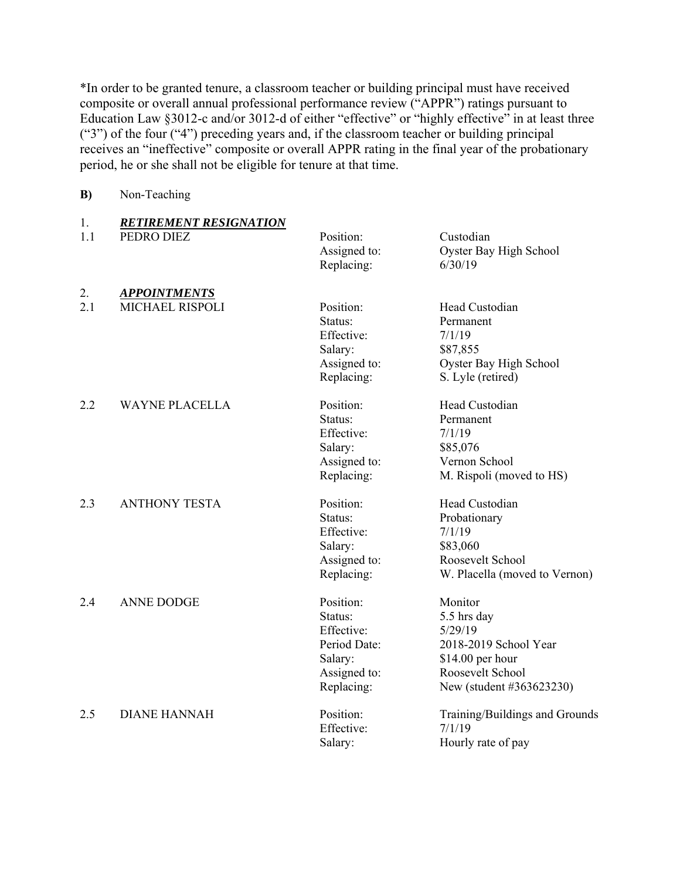*In order to be granted tenure, a classroom teacher or building principal must have received composite or overall annual professional performance review ("APPR") ratings pursuant to Education Law §3012-c and/or 3012-d of either "effective" or "highly effective" in at least three ("3") of the four ("4") preceding years and, if the classroom teacher or building principal receives an "ineffective" composite or overall APPR rating in the final year of the probationary period, he or she shall not be eligible for tenure at that time.

**B)** Non-Teaching

1. ***RETIREMENT RESIGNATION***

1.1 PEDRO DIEZ

| | |
|---|---|
| Position: | Custodian |
| Assigned to: | Oyster Bay High School |
| Replacing: | 6/30/19 |

2. ***APPOINTMENTS***

2.1 MICHAEL RISPOLI

| | |
|---|---|
| Position: | Head Custodian |
| Status: | Permanent |
| Effective: | 7/1/19 |
| Salary: | $87,855 |
| Assigned to: | Oyster Bay High School |
| Replacing: | S. Lyle (retired) |

2.2 WAYNE PLACELLA

| | |
|---|---|
| Position: | Head Custodian |
| Status: | Permanent |
| Effective: | 7/1/19 |
| Salary: | $85,076 |
| Assigned to: | Vernon School |
| Replacing: | M. Rispoli (moved to HS) |

2.3 ANTHONY TESTA

| | |
|---|---|
| Position: | Head Custodian |
| Status: | Probationary |
| Effective: | 7/1/19 |
| Salary: | $83,060 |
| Assigned to: | Roosevelt School |
| Replacing: | W. Placella (moved to Vernon) |

2.4 ANNE DODGE

| | |
|---|---|
| Position: | Monitor |
| Status: | 5.5 hrs day |
| Effective: | 5/29/19 |
| Period Date: | 2018-2019 School Year |
| Salary: | $14.00 per hour |
| Assigned to: | Roosevelt School |
| Replacing: | New (student #363623230) |

2.5 DIANE HANNAH

| | |
|---|---|
| Position: | Training/Buildings and Grounds |
| Effective: | 7/1/19 |
| Salary: | Hourly rate of pay |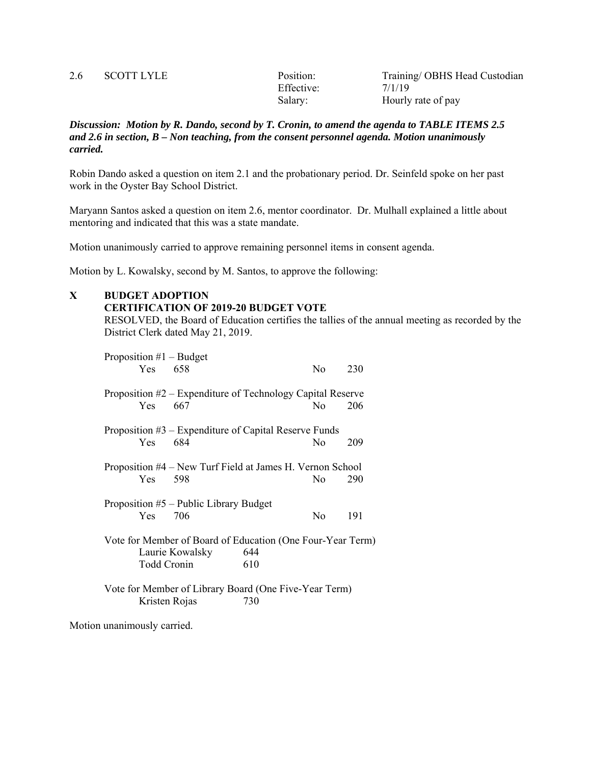| | | | |
|---|---|---|---|
| 2.6 | SCOTT LYLE | Position:<br>Effective:<br>Salary: | Training/ OBHS Head Custodian<br>7/1/19<br>Hourly rate of pay |

***Discussion: Motion by R. Dando, second by T. Cronin, to amend the agenda to TABLE ITEMS 2.5 and 2.6 in section, B – Non teaching, from the consent personnel agenda. Motion unanimously carried.***

Robin Dando asked a question on item 2.1 and the probationary period. Dr. Seinfeld spoke on her past work in the Oyster Bay School District.

Maryann Santos asked a question on item 2.6, mentor coordinator. Dr. Mulhall explained a little about mentoring and indicated that this was a state mandate.

Motion unanimously carried to approve remaining personnel items in consent agenda.

Motion by L. Kowalsky, second by M. Santos, to approve the following:

## X BUDGET ADOPTION

**CERTIFICATION OF 2019-20 BUDGET VOTE**

RESOLVED, the Board of Education certifies the tallies of the annual meeting as recorded by the District Clerk dated May 21, 2019.

Proposition #1 – Budget

| Yes | 658 | No | 230 |
|---|---|---|---|

Proposition #2 – Expenditure of Technology Capital Reserve

| Yes | 667 | No | 206 |
|---|---|---|---|

Proposition #3 – Expenditure of Capital Reserve Funds

| Yes | 684 | No | 209 |
|---|---|---|---|

Proposition #4 – New Turf Field at James H. Vernon School

| Yes | 598 | No | 290 |
|---|---|---|---|

Proposition #5 – Public Library Budget

| Yes | 706 | No | 191 |
|---|---|---|---|

Vote for Member of Board of Education (One Four-Year Term)

| | |
|---|---|
| Laurie Kowalsky | 644 |
| Todd Cronin | 610 |

Vote for Member of Library Board (One Five-Year Term)

| | |
|---|---|
| Kristen Rojas | 730 |

Motion unanimously carried.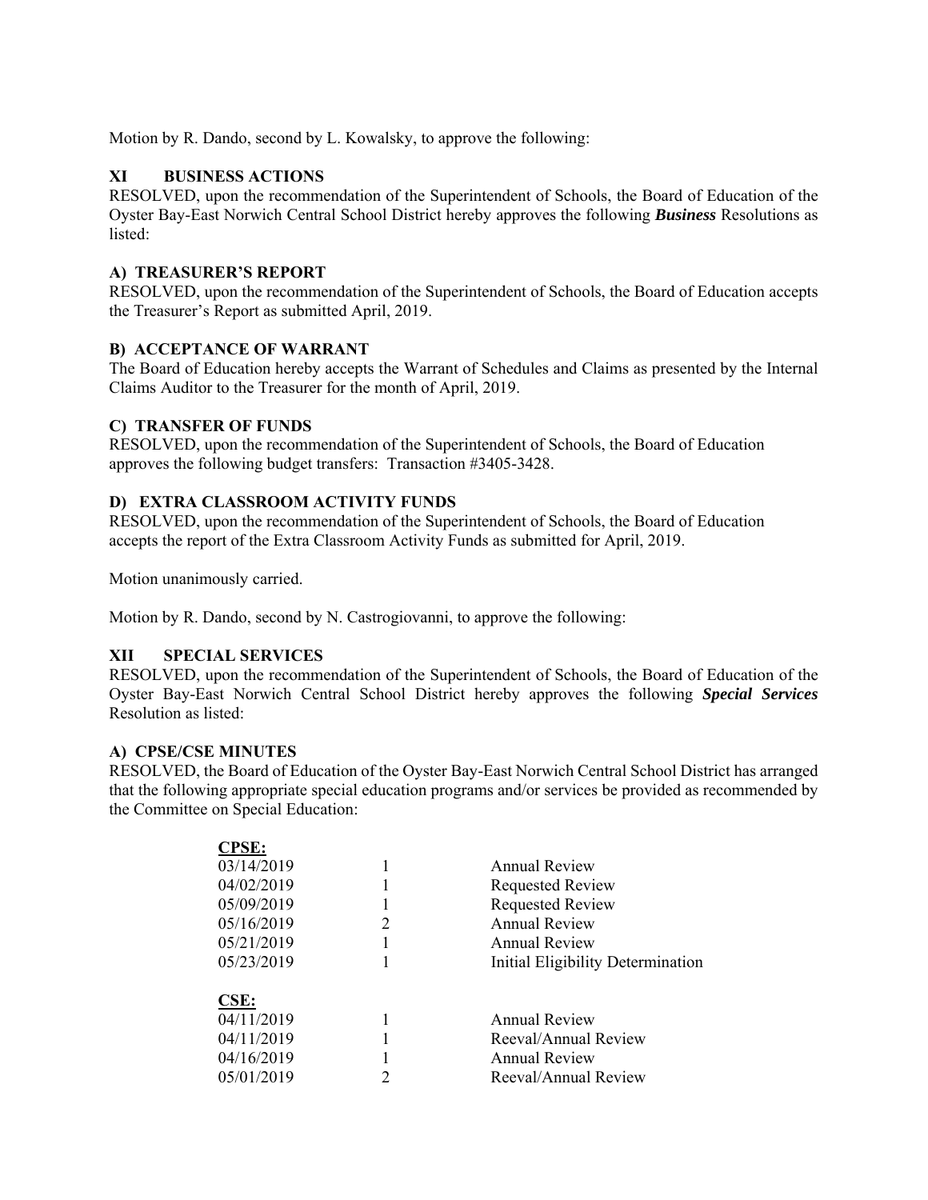Motion by R. Dando, second by L. Kowalsky, to approve the following:

## XI BUSINESS ACTIONS

RESOLVED, upon the recommendation of the Superintendent of Schools, the Board of Education of the Oyster Bay-East Norwich Central School District hereby approves the following ***Business*** Resolutions as listed:

### A) TREASURER'S REPORT

RESOLVED, upon the recommendation of the Superintendent of Schools, the Board of Education accepts the Treasurer's Report as submitted April, 2019.

### B) ACCEPTANCE OF WARRANT

The Board of Education hereby accepts the Warrant of Schedules and Claims as presented by the Internal Claims Auditor to the Treasurer for the month of April, 2019.

### C) TRANSFER OF FUNDS

RESOLVED, upon the recommendation of the Superintendent of Schools, the Board of Education approves the following budget transfers: Transaction #3405-3428.

### D) EXTRA CLASSROOM ACTIVITY FUNDS

RESOLVED, upon the recommendation of the Superintendent of Schools, the Board of Education accepts the report of the Extra Classroom Activity Funds as submitted for April, 2019.

Motion unanimously carried.

Motion by R. Dando, second by N. Castrogiovanni, to approve the following:

## XII SPECIAL SERVICES

RESOLVED, upon the recommendation of the Superintendent of Schools, the Board of Education of the Oyster Bay-East Norwich Central School District hereby approves the following ***Special Services*** Resolution as listed:

### A) CPSE/CSE MINUTES

RESOLVED, the Board of Education of the Oyster Bay-East Norwich Central School District has arranged that the following appropriate special education programs and/or services be provided as recommended by the Committee on Special Education:

**CPSE:**

| | | |
|---|---|---|
| 03/14/2019 | 1 | Annual Review |
| 04/02/2019 | 1 | Requested Review |
| 05/09/2019 | 1 | Requested Review |
| 05/16/2019 | 2 | Annual Review |
| 05/21/2019 | 1 | Annual Review |
| 05/23/2019 | 1 | Initial Eligibility Determination |

**CSE:**

| | | |
|---|---|---|
| 04/11/2019 | 1 | Annual Review |
| 04/11/2019 | 1 | Reeval/Annual Review |
| 04/16/2019 | 1 | Annual Review |
| 05/01/2019 | 2 | Reeval/Annual Review |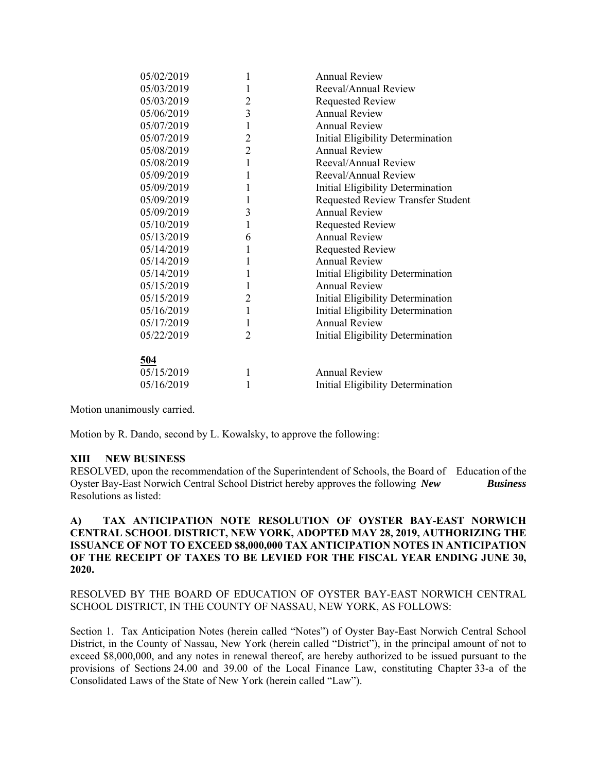| | | |
|---|---|---|
| 05/02/2019 | 1 | Annual Review |
| 05/03/2019 | 1 | Reeval/Annual Review |
| 05/03/2019 | 2 | Requested Review |
| 05/06/2019 | 3 | Annual Review |
| 05/07/2019 | 1 | Annual Review |
| 05/07/2019 | 2 | Initial Eligibility Determination |
| 05/08/2019 | 2 | Annual Review |
| 05/08/2019 | 1 | Reeval/Annual Review |
| 05/09/2019 | 1 | Reeval/Annual Review |
| 05/09/2019 | 1 | Initial Eligibility Determination |
| 05/09/2019 | 1 | Requested Review Transfer Student |
| 05/09/2019 | 3 | Annual Review |
| 05/10/2019 | 1 | Requested Review |
| 05/13/2019 | 6 | Annual Review |
| 05/14/2019 | 1 | Requested Review |
| 05/14/2019 | 1 | Annual Review |
| 05/14/2019 | 1 | Initial Eligibility Determination |
| 05/15/2019 | 1 | Annual Review |
| 05/15/2019 | 2 | Initial Eligibility Determination |
| 05/16/2019 | 1 | Initial Eligibility Determination |
| 05/17/2019 | 1 | Annual Review |
| 05/22/2019 | 2 | Initial Eligibility Determination |

**504**

| | | |
|---|---|---|
| 05/15/2019 | 1 | Annual Review |
| 05/16/2019 | 1 | Initial Eligibility Determination |

Motion unanimously carried.

Motion by R. Dando, second by L. Kowalsky, to approve the following:

**XIII NEW BUSINESS**

RESOLVED, upon the recommendation of the Superintendent of Schools, the Board of Education of the Oyster Bay-East Norwich Central School District hereby approves the following ***New Business*** Resolutions as listed:

**A) TAX ANTICIPATION NOTE RESOLUTION OF OYSTER BAY-EAST NORWICH CENTRAL SCHOOL DISTRICT, NEW YORK, ADOPTED MAY 28, 2019, AUTHORIZING THE ISSUANCE OF NOT TO EXCEED $8,000,000 TAX ANTICIPATION NOTES IN ANTICIPATION OF THE RECEIPT OF TAXES TO BE LEVIED FOR THE FISCAL YEAR ENDING JUNE 30, 2020.**

RESOLVED BY THE BOARD OF EDUCATION OF OYSTER BAY-EAST NORWICH CENTRAL SCHOOL DISTRICT, IN THE COUNTY OF NASSAU, NEW YORK, AS FOLLOWS:

Section 1. Tax Anticipation Notes (herein called "Notes") of Oyster Bay-East Norwich Central School District, in the County of Nassau, New York (herein called "District"), in the principal amount of not to exceed $8,000,000, and any notes in renewal thereof, are hereby authorized to be issued pursuant to the provisions of Sections 24.00 and 39.00 of the Local Finance Law, constituting Chapter 33-a of the Consolidated Laws of the State of New York (herein called "Law").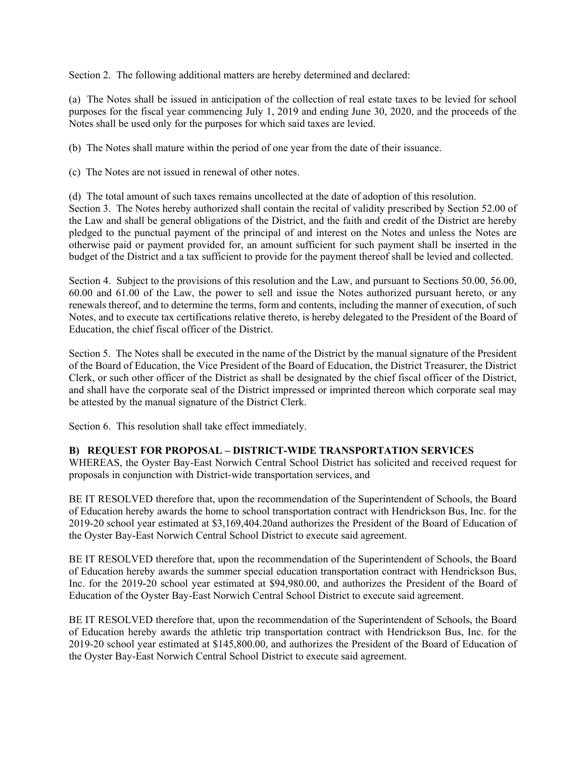Section 2. The following additional matters are hereby determined and declared:

(a) The Notes shall be issued in anticipation of the collection of real estate taxes to be levied for school purposes for the fiscal year commencing July 1, 2019 and ending June 30, 2020, and the proceeds of the Notes shall be used only for the purposes for which said taxes are levied.

(b) The Notes shall mature within the period of one year from the date of their issuance.

(c) The Notes are not issued in renewal of other notes.

(d) The total amount of such taxes remains uncollected at the date of adoption of this resolution.

Section 3. The Notes hereby authorized shall contain the recital of validity prescribed by Section 52.00 of the Law and shall be general obligations of the District, and the faith and credit of the District are hereby pledged to the punctual payment of the principal of and interest on the Notes and unless the Notes are otherwise paid or payment provided for, an amount sufficient for such payment shall be inserted in the budget of the District and a tax sufficient to provide for the payment thereof shall be levied and collected.

Section 4. Subject to the provisions of this resolution and the Law, and pursuant to Sections 50.00, 56.00, 60.00 and 61.00 of the Law, the power to sell and issue the Notes authorized pursuant hereto, or any renewals thereof, and to determine the terms, form and contents, including the manner of execution, of such Notes, and to execute tax certifications relative thereto, is hereby delegated to the President of the Board of Education, the chief fiscal officer of the District.

Section 5. The Notes shall be executed in the name of the District by the manual signature of the President of the Board of Education, the Vice President of the Board of Education, the District Treasurer, the District Clerk, or such other officer of the District as shall be designated by the chief fiscal officer of the District, and shall have the corporate seal of the District impressed or imprinted thereon which corporate seal may be attested by the manual signature of the District Clerk.

Section 6. This resolution shall take effect immediately.

**B) REQUEST FOR PROPOSAL – DISTRICT-WIDE TRANSPORTATION SERVICES**

WHEREAS, the Oyster Bay-East Norwich Central School District has solicited and received request for proposals in conjunction with District-wide transportation services, and

BE IT RESOLVED therefore that, upon the recommendation of the Superintendent of Schools, the Board of Education hereby awards the home to school transportation contract with Hendrickson Bus, Inc. for the 2019-20 school year estimated at $3,169,404.20and authorizes the President of the Board of Education of the Oyster Bay-East Norwich Central School District to execute said agreement.

BE IT RESOLVED therefore that, upon the recommendation of the Superintendent of Schools, the Board of Education hereby awards the summer special education transportation contract with Hendrickson Bus, Inc. for the 2019-20 school year estimated at $94,980.00, and authorizes the President of the Board of Education of the Oyster Bay-East Norwich Central School District to execute said agreement.

BE IT RESOLVED therefore that, upon the recommendation of the Superintendent of Schools, the Board of Education hereby awards the athletic trip transportation contract with Hendrickson Bus, Inc. for the 2019-20 school year estimated at $145,800.00, and authorizes the President of the Board of Education of the Oyster Bay-East Norwich Central School District to execute said agreement.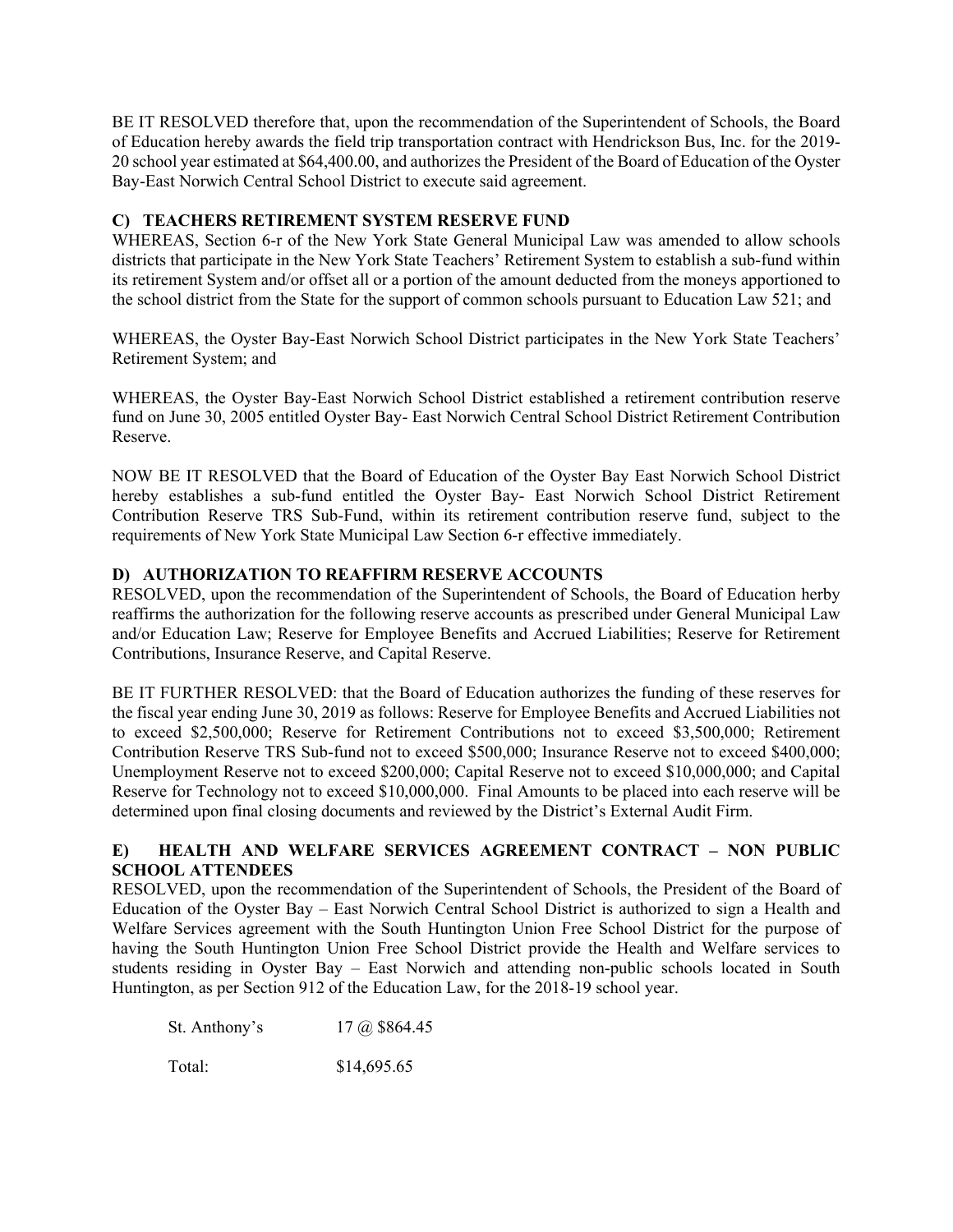BE IT RESOLVED therefore that, upon the recommendation of the Superintendent of Schools, the Board of Education hereby awards the field trip transportation contract with Hendrickson Bus, Inc. for the 2019-20 school year estimated at $64,400.00, and authorizes the President of the Board of Education of the Oyster Bay-East Norwich Central School District to execute said agreement.

**C) TEACHERS RETIREMENT SYSTEM RESERVE FUND**

WHEREAS, Section 6-r of the New York State General Municipal Law was amended to allow schools districts that participate in the New York State Teachers' Retirement System to establish a sub-fund within its retirement System and/or offset all or a portion of the amount deducted from the moneys apportioned to the school district from the State for the support of common schools pursuant to Education Law 521; and

WHEREAS, the Oyster Bay-East Norwich School District participates in the New York State Teachers' Retirement System; and

WHEREAS, the Oyster Bay-East Norwich School District established a retirement contribution reserve fund on June 30, 2005 entitled Oyster Bay- East Norwich Central School District Retirement Contribution Reserve.

NOW BE IT RESOLVED that the Board of Education of the Oyster Bay East Norwich School District hereby establishes a sub-fund entitled the Oyster Bay- East Norwich School District Retirement Contribution Reserve TRS Sub-Fund, within its retirement contribution reserve fund, subject to the requirements of New York State Municipal Law Section 6-r effective immediately.

**D) AUTHORIZATION TO REAFFIRM RESERVE ACCOUNTS**

RESOLVED, upon the recommendation of the Superintendent of Schools, the Board of Education herby reaffirms the authorization for the following reserve accounts as prescribed under General Municipal Law and/or Education Law; Reserve for Employee Benefits and Accrued Liabilities; Reserve for Retirement Contributions, Insurance Reserve, and Capital Reserve.

BE IT FURTHER RESOLVED: that the Board of Education authorizes the funding of these reserves for the fiscal year ending June 30, 2019 as follows: Reserve for Employee Benefits and Accrued Liabilities not to exceed $2,500,000; Reserve for Retirement Contributions not to exceed $3,500,000; Retirement Contribution Reserve TRS Sub-fund not to exceed $500,000; Insurance Reserve not to exceed $400,000; Unemployment Reserve not to exceed $200,000; Capital Reserve not to exceed $10,000,000; and Capital Reserve for Technology not to exceed $10,000,000. Final Amounts to be placed into each reserve will be determined upon final closing documents and reviewed by the District's External Audit Firm.

**E) HEALTH AND WELFARE SERVICES AGREEMENT CONTRACT – NON PUBLIC SCHOOL ATTENDEES**

RESOLVED, upon the recommendation of the Superintendent of Schools, the President of the Board of Education of the Oyster Bay – East Norwich Central School District is authorized to sign a Health and Welfare Services agreement with the South Huntington Union Free School District for the purpose of having the South Huntington Union Free School District provide the Health and Welfare services to students residing in Oyster Bay – East Norwich and attending non-public schools located in South Huntington, as per Section 912 of the Education Law, for the 2018-19 school year.

| | |
|---|---|
| St. Anthony's | 17 @ $864.45 |
| Total: | $14,695.65 |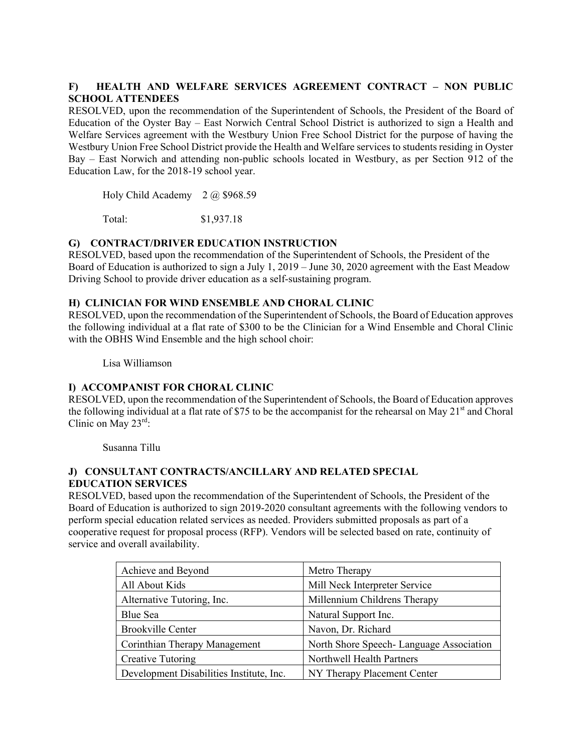### F) HEALTH AND WELFARE SERVICES AGREEMENT CONTRACT – NON PUBLIC SCHOOL ATTENDEES

RESOLVED, upon the recommendation of the Superintendent of Schools, the President of the Board of Education of the Oyster Bay – East Norwich Central School District is authorized to sign a Health and Welfare Services agreement with the Westbury Union Free School District for the purpose of having the Westbury Union Free School District provide the Health and Welfare services to students residing in Oyster Bay – East Norwich and attending non-public schools located in Westbury, as per Section 912 of the Education Law, for the 2018-19 school year.

Holy Child Academy 2 @ $968.59

Total: $1,937.18

### G) CONTRACT/DRIVER EDUCATION INSTRUCTION

RESOLVED, based upon the recommendation of the Superintendent of Schools, the President of the Board of Education is authorized to sign a July 1, 2019 – June 30, 2020 agreement with the East Meadow Driving School to provide driver education as a self-sustaining program.

### H) CLINICIAN FOR WIND ENSEMBLE AND CHORAL CLINIC

RESOLVED, upon the recommendation of the Superintendent of Schools, the Board of Education approves the following individual at a flat rate of $300 to be the Clinician for a Wind Ensemble and Choral Clinic with the OBHS Wind Ensemble and the high school choir:

Lisa Williamson

### I) ACCOMPANIST FOR CHORAL CLINIC

RESOLVED, upon the recommendation of the Superintendent of Schools, the Board of Education approves the following individual at a flat rate of $75 to be the accompanist for the rehearsal on May 21st and Choral Clinic on May 23rd:

Susanna Tillu

### J) CONSULTANT CONTRACTS/ANCILLARY AND RELATED SPECIAL EDUCATION SERVICES

RESOLVED, based upon the recommendation of the Superintendent of Schools, the President of the Board of Education is authorized to sign 2019-2020 consultant agreements with the following vendors to perform special education related services as needed. Providers submitted proposals as part of a cooperative request for proposal process (RFP). Vendors will be selected based on rate, continuity of service and overall availability.

| | |
|---|---|
| Achieve and Beyond | Metro Therapy |
| All About Kids | Mill Neck Interpreter Service |
| Alternative Tutoring, Inc. | Millennium Childrens Therapy |
| Blue Sea | Natural Support Inc. |
| Brookville Center | Navon, Dr. Richard |
| Corinthian Therapy Management | North Shore Speech- Language Association |
| Creative Tutoring | Northwell Health Partners |
| Development Disabilities Institute, Inc. | NY Therapy Placement Center |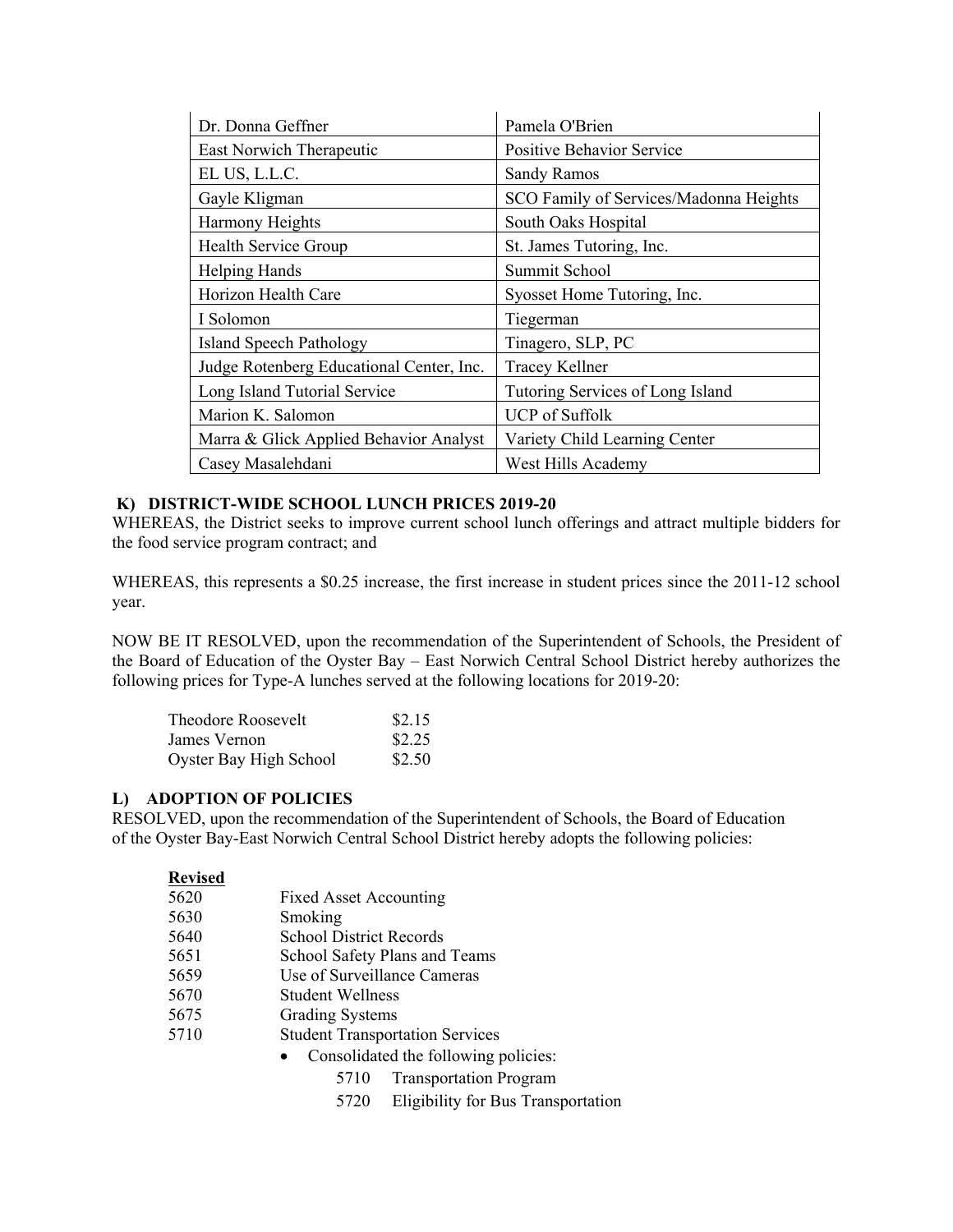| Dr. Donna Geffner | Pamela O'Brien |
|---|---|
| East Norwich Therapeutic | Positive Behavior Service |
| EL US, L.L.C. | Sandy Ramos |
| Gayle Kligman | SCO Family of Services/Madonna Heights |
| Harmony Heights | South Oaks Hospital |
| Health Service Group | St. James Tutoring, Inc. |
| Helping Hands | Summit School |
| Horizon Health Care | Syosset Home Tutoring, Inc. |
| I Solomon | Tiegerman |
| Island Speech Pathology | Tinagero, SLP, PC |
| Judge Rotenberg Educational Center, Inc. | Tracey Kellner |
| Long Island Tutorial Service | Tutoring Services of Long Island |
| Marion K. Salomon | UCP of Suffolk |
| Marra & Glick Applied Behavior Analyst | Variety Child Learning Center |
| Casey Masalehdani | West Hills Academy |

**K) DISTRICT-WIDE SCHOOL LUNCH PRICES 2019-20**

WHEREAS, the District seeks to improve current school lunch offerings and attract multiple bidders for the food service program contract; and

WHEREAS, this represents a $0.25 increase, the first increase in student prices since the 2011-12 school year.

NOW BE IT RESOLVED, upon the recommendation of the Superintendent of Schools, the President of the Board of Education of the Oyster Bay – East Norwich Central School District hereby authorizes the following prices for Type-A lunches served at the following locations for 2019-20:

| | |
|---|---|
| Theodore Roosevelt | $2.15 |
| James Vernon | $2.25 |
| Oyster Bay High School | $2.50 |

**L) ADOPTION OF POLICIES**

RESOLVED, upon the recommendation of the Superintendent of Schools, the Board of Education of the Oyster Bay-East Norwich Central School District hereby adopts the following policies:

**Revised**

5620 Fixed Asset Accounting
5630 Smoking
5640 School District Records
5651 School Safety Plans and Teams
5659 Use of Surveillance Cameras
5670 Student Wellness
5675 Grading Systems
5710 Student Transportation Services

- Consolidated the following policies:
  - 5710 Transportation Program
  - 5720 Eligibility for Bus Transportation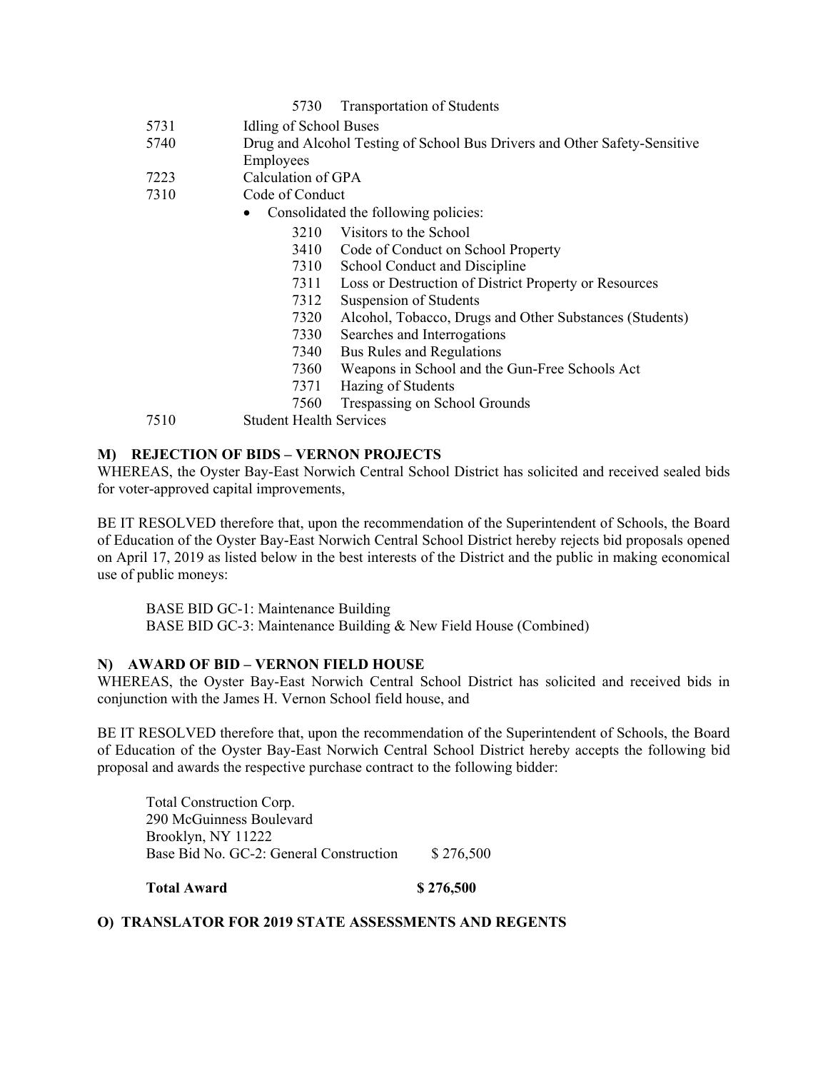5730 Transportation of Students

| | |
|---|---|
| 5731 | Idling of School Buses |
| 5740 | Drug and Alcohol Testing of School Bus Drivers and Other Safety-Sensitive Employees |
| 7223 | Calculation of GPA |
| 7310 | Code of Conduct |

- Consolidated the following policies:
  - 3210 Visitors to the School
  - 3410 Code of Conduct on School Property
  - 7310 School Conduct and Discipline
  - 7311 Loss or Destruction of District Property or Resources
  - 7312 Suspension of Students
  - 7320 Alcohol, Tobacco, Drugs and Other Substances (Students)
  - 7330 Searches and Interrogations
  - 7340 Bus Rules and Regulations
  - 7360 Weapons in School and the Gun-Free Schools Act
  - 7371 Hazing of Students
  - 7560 Trespassing on School Grounds

7510 Student Health Services

**M) REJECTION OF BIDS – VERNON PROJECTS**

WHEREAS, the Oyster Bay-East Norwich Central School District has solicited and received sealed bids for voter-approved capital improvements,

BE IT RESOLVED therefore that, upon the recommendation of the Superintendent of Schools, the Board of Education of the Oyster Bay-East Norwich Central School District hereby rejects bid proposals opened on April 17, 2019 as listed below in the best interests of the District and the public in making economical use of public moneys:

BASE BID GC-1: Maintenance Building
BASE BID GC-3: Maintenance Building & New Field House (Combined)

**N) AWARD OF BID – VERNON FIELD HOUSE**

WHEREAS, the Oyster Bay-East Norwich Central School District has solicited and received bids in conjunction with the James H. Vernon School field house, and

BE IT RESOLVED therefore that, upon the recommendation of the Superintendent of Schools, the Board of Education of the Oyster Bay-East Norwich Central School District hereby accepts the following bid proposal and awards the respective purchase contract to the following bidder:

Total Construction Corp.
290 McGuinness Boulevard
Brooklyn, NY 11222
Base Bid No. GC-2: General Construction $ 276,500

**Total Award $ 276,500**

**O) TRANSLATOR FOR 2019 STATE ASSESSMENTS AND REGENTS**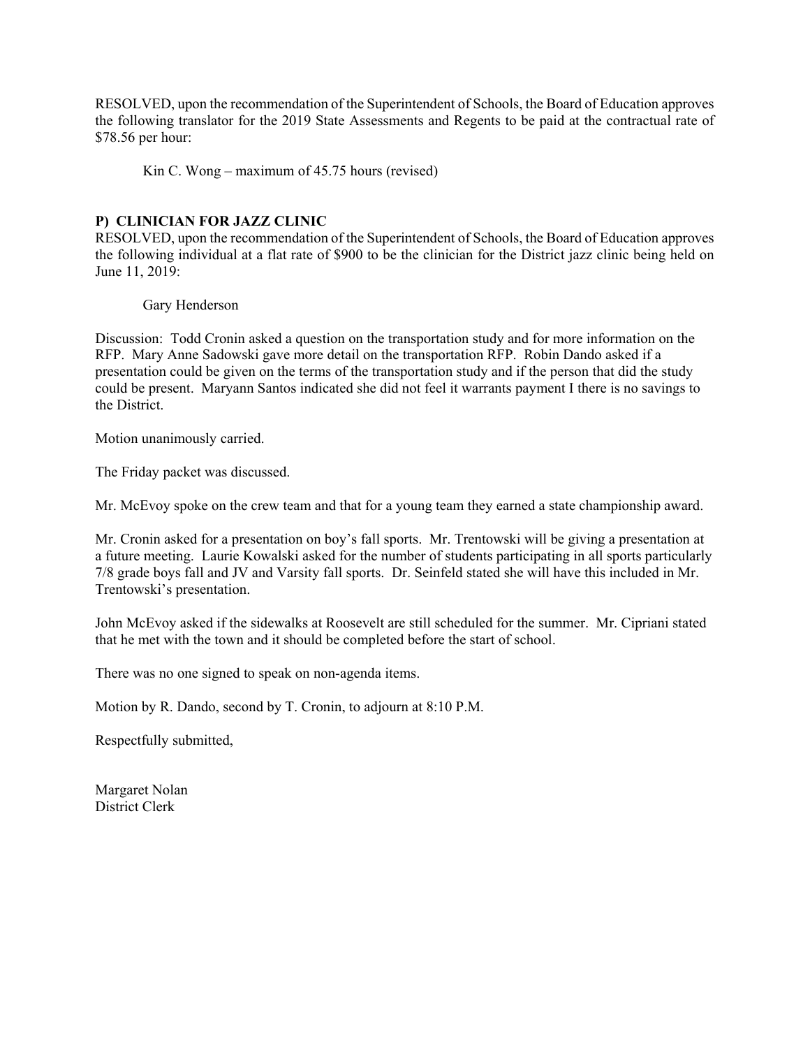RESOLVED, upon the recommendation of the Superintendent of Schools, the Board of Education approves the following translator for the 2019 State Assessments and Regents to be paid at the contractual rate of $78.56 per hour:

Kin C. Wong – maximum of 45.75 hours (revised)

**P) CLINICIAN FOR JAZZ CLINIC**

RESOLVED, upon the recommendation of the Superintendent of Schools, the Board of Education approves the following individual at a flat rate of $900 to be the clinician for the District jazz clinic being held on June 11, 2019:

Gary Henderson

Discussion: Todd Cronin asked a question on the transportation study and for more information on the RFP. Mary Anne Sadowski gave more detail on the transportation RFP. Robin Dando asked if a presentation could be given on the terms of the transportation study and if the person that did the study could be present. Maryann Santos indicated she did not feel it warrants payment I there is no savings to the District.

Motion unanimously carried.

The Friday packet was discussed.

Mr. McEvoy spoke on the crew team and that for a young team they earned a state championship award.

Mr. Cronin asked for a presentation on boy's fall sports. Mr. Trentowski will be giving a presentation at a future meeting. Laurie Kowalski asked for the number of students participating in all sports particularly 7/8 grade boys fall and JV and Varsity fall sports. Dr. Seinfeld stated she will have this included in Mr. Trentowski's presentation.

John McEvoy asked if the sidewalks at Roosevelt are still scheduled for the summer. Mr. Cipriani stated that he met with the town and it should be completed before the start of school.

There was no one signed to speak on non-agenda items.

Motion by R. Dando, second by T. Cronin, to adjourn at 8:10 P.M.

Respectfully submitted,

Margaret Nolan
District Clerk